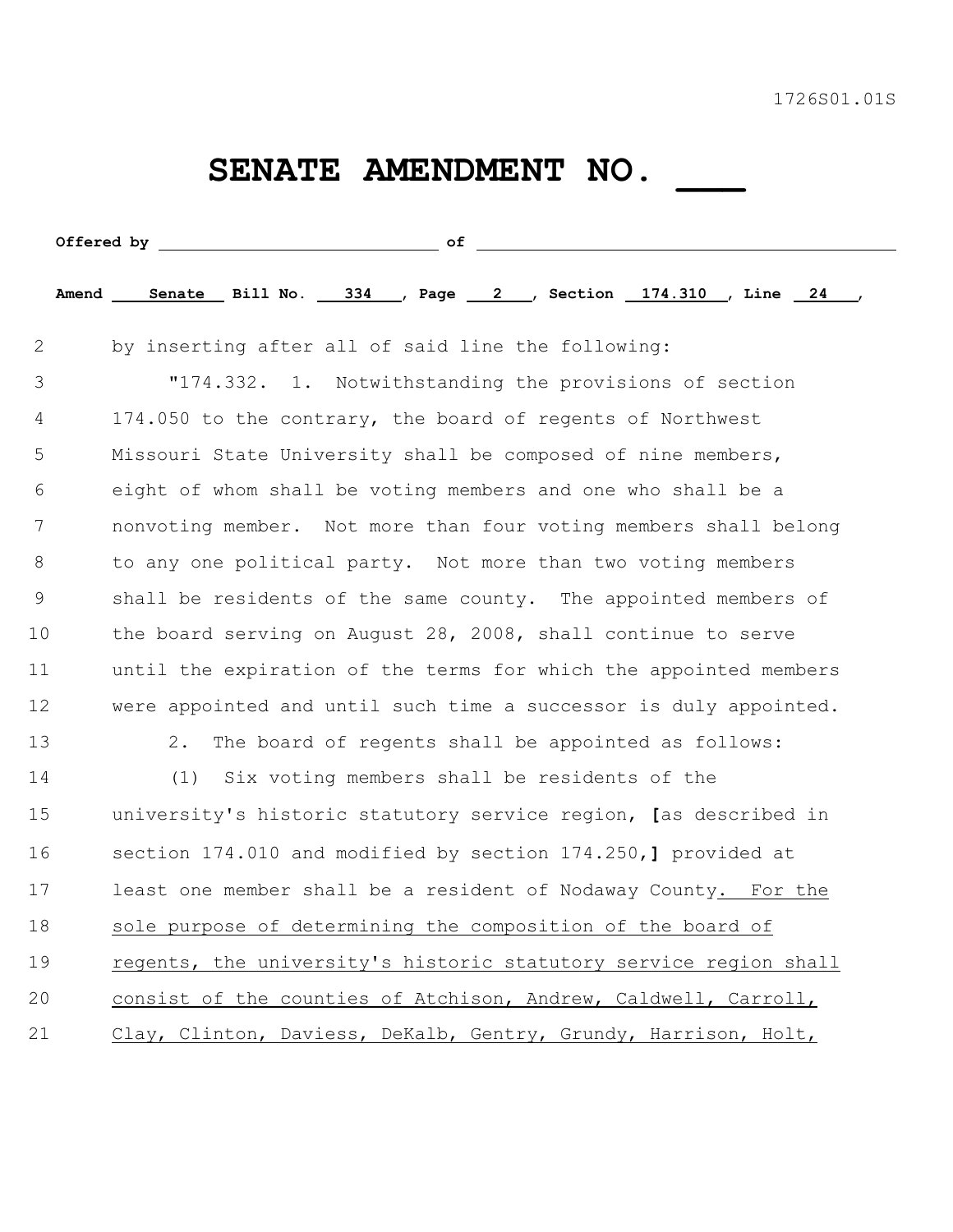1726S01.01S

# SENATE AMENDMENT NO. ___

**Offered by** ______________________________ **of** ______________________________________________

**Amend** ___Senate___ **Bill No.** ___334___, **Page** ___2___, **Section** ___174.310___, **Line** ___24___,

2 by inserting after all of said line the following:

3 "174.332. 1. Notwithstanding the provisions of section
4 174.050 to the contrary, the board of regents of Northwest
5 Missouri State University shall be composed of nine members,
6 eight of whom shall be voting members and one who shall be a
7 nonvoting member. Not more than four voting members shall belong
8 to any one political party. Not more than two voting members
9 shall be residents of the same county. The appointed members of
10 the board serving on August 28, 2008, shall continue to serve
11 until the expiration of the terms for which the appointed members
12 were appointed and until such time a successor is duly appointed.

13 2. The board of regents shall be appointed as follows:

14 (1) Six voting members shall be residents of the
15 university's historic statutory service region, **[**as described in
16 section 174.010 and modified by section 174.250,**]** provided at
17 least one member shall be a resident of Nodaway County<u>. For the</u>
18 <u>sole purpose of determining the composition of the board of</u>
19 <u>regents, the university's historic statutory service region shall</u>
20 <u>consist of the counties of Atchison, Andrew, Caldwell, Carroll,</u>
21 <u>Clay, Clinton, Daviess, DeKalb, Gentry, Grundy, Harrison, Holt,</u>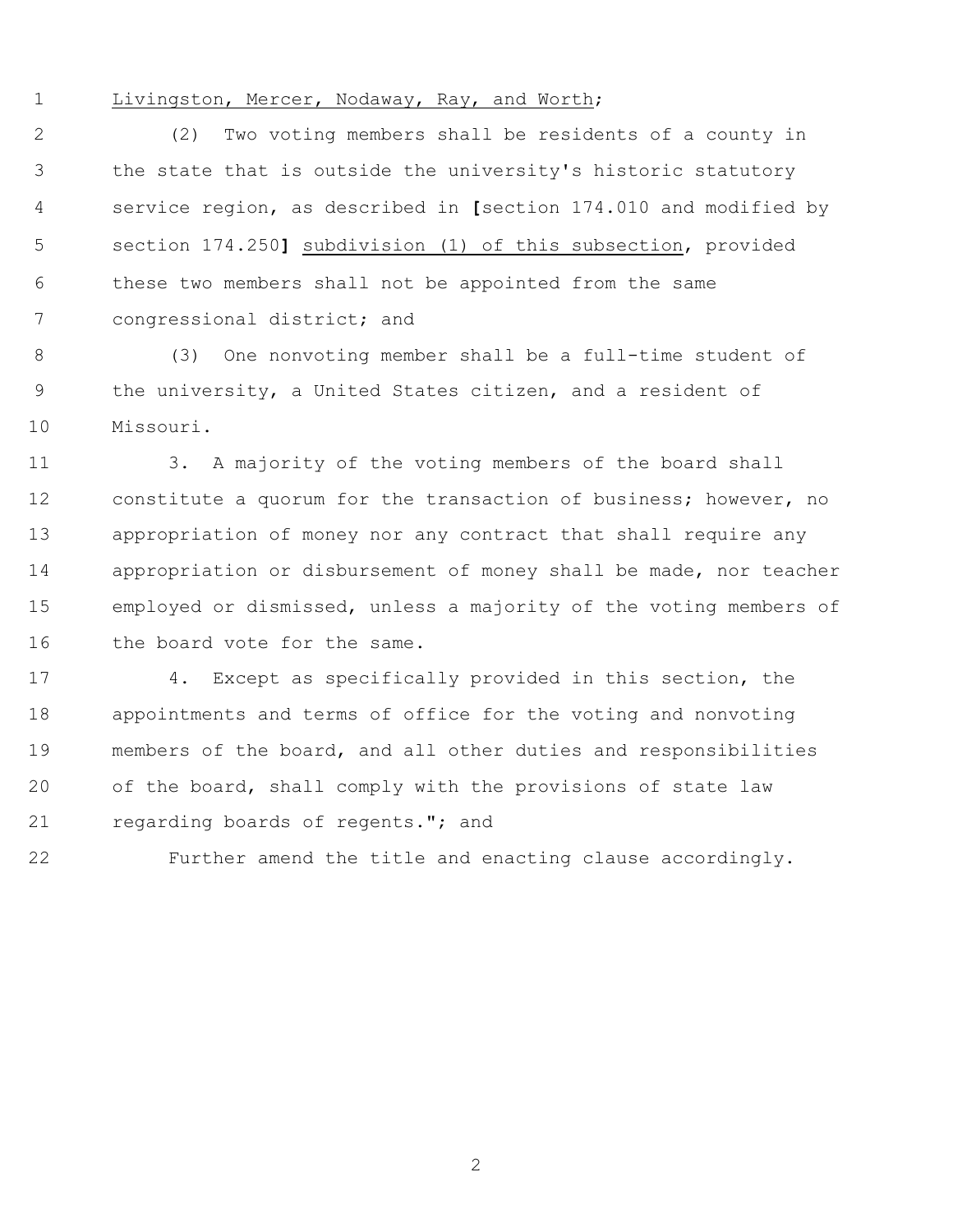Livingston, Mercer, Nodaway, Ray, and Worth;

(2) Two voting members shall be residents of a county in the state that is outside the university's historic statutory service region, as described in [section 174.010 and modified by section 174.250] subdivision (1) of this subsection, provided these two members shall not be appointed from the same congressional district; and

(3) One nonvoting member shall be a full-time student of the university, a United States citizen, and a resident of Missouri.

3. A majority of the voting members of the board shall constitute a quorum for the transaction of business; however, no appropriation of money nor any contract that shall require any appropriation or disbursement of money shall be made, nor teacher employed or dismissed, unless a majority of the voting members of the board vote for the same.

4. Except as specifically provided in this section, the appointments and terms of office for the voting and nonvoting members of the board, and all other duties and responsibilities of the board, shall comply with the provisions of state law regarding boards of regents."; and

Further amend the title and enacting clause accordingly.